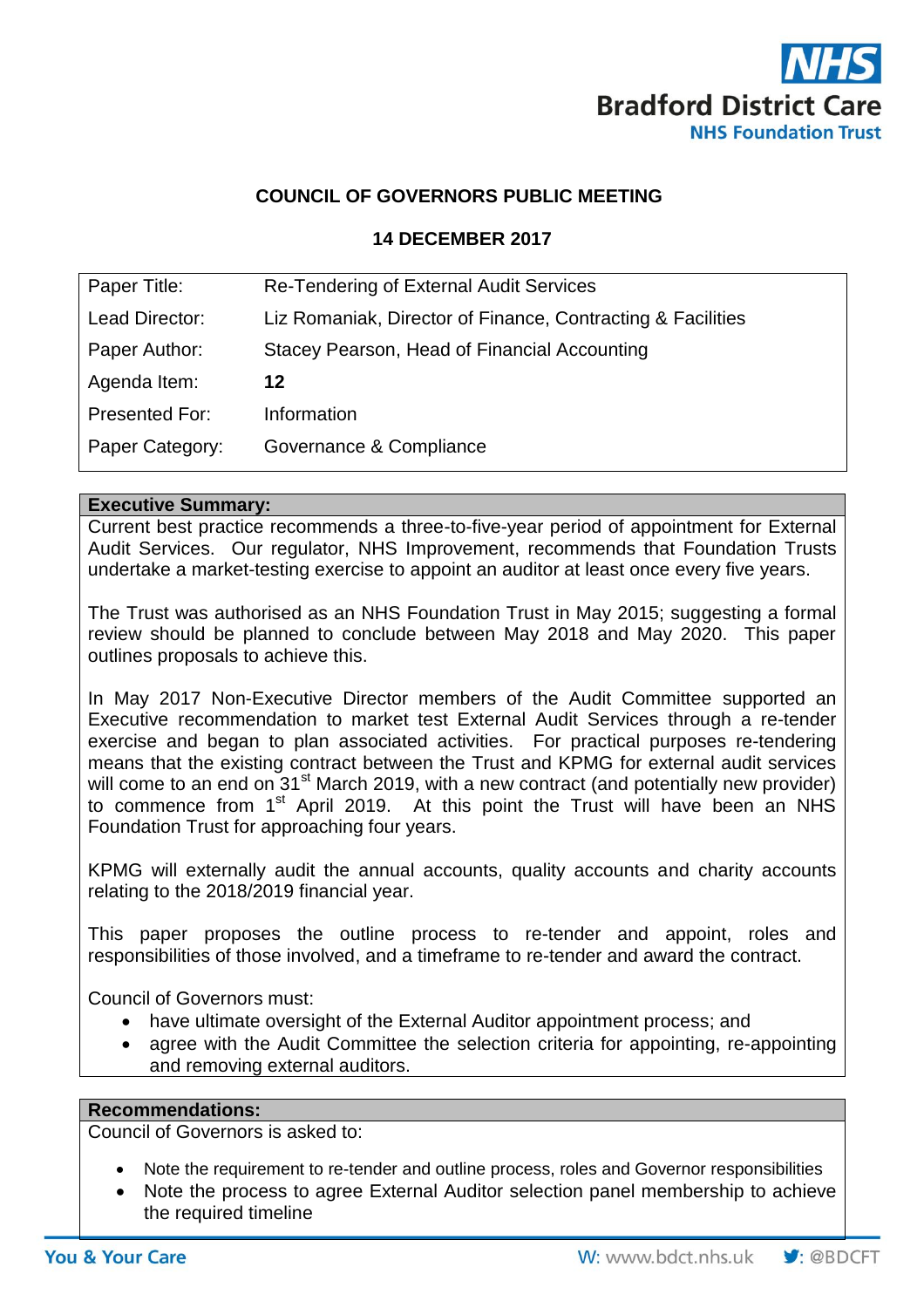NHS
Bradford District Care
NHS Foundation Trust

# COUNCIL OF GOVERNORS PUBLIC MEETING

## 14 DECEMBER 2017

| | |
|---|---|
| Paper Title: | Re-Tendering of External Audit Services |
| Lead Director: | Liz Romaniak, Director of Finance, Contracting & Facilities |
| Paper Author: | Stacey Pearson, Head of Financial Accounting |
| Agenda Item: | **12** |
| Presented For: | Information |
| Paper Category: | Governance & Compliance |

**Executive Summary:**

Current best practice recommends a three-to-five-year period of appointment for External Audit Services. Our regulator, NHS Improvement, recommends that Foundation Trusts undertake a market-testing exercise to appoint an auditor at least once every five years.

The Trust was authorised as an NHS Foundation Trust in May 2015; suggesting a formal review should be planned to conclude between May 2018 and May 2020. This paper outlines proposals to achieve this.

In May 2017 Non-Executive Director members of the Audit Committee supported an Executive recommendation to market test External Audit Services through a re-tender exercise and began to plan associated activities. For practical purposes re-tendering means that the existing contract between the Trust and KPMG for external audit services will come to an end on 31st March 2019, with a new contract (and potentially new provider) to commence from 1st April 2019. At this point the Trust will have been an NHS Foundation Trust for approaching four years.

KPMG will externally audit the annual accounts, quality accounts and charity accounts relating to the 2018/2019 financial year.

This paper proposes the outline process to re-tender and appoint, roles and responsibilities of those involved, and a timeframe to re-tender and award the contract.

Council of Governors must:

- have ultimate oversight of the External Auditor appointment process; and
- agree with the Audit Committee the selection criteria for appointing, re-appointing and removing external auditors.

**Recommendations:**

Council of Governors is asked to:

- Note the requirement to re-tender and outline process, roles and Governor responsibilities
- Note the process to agree External Auditor selection panel membership to achieve the required timeline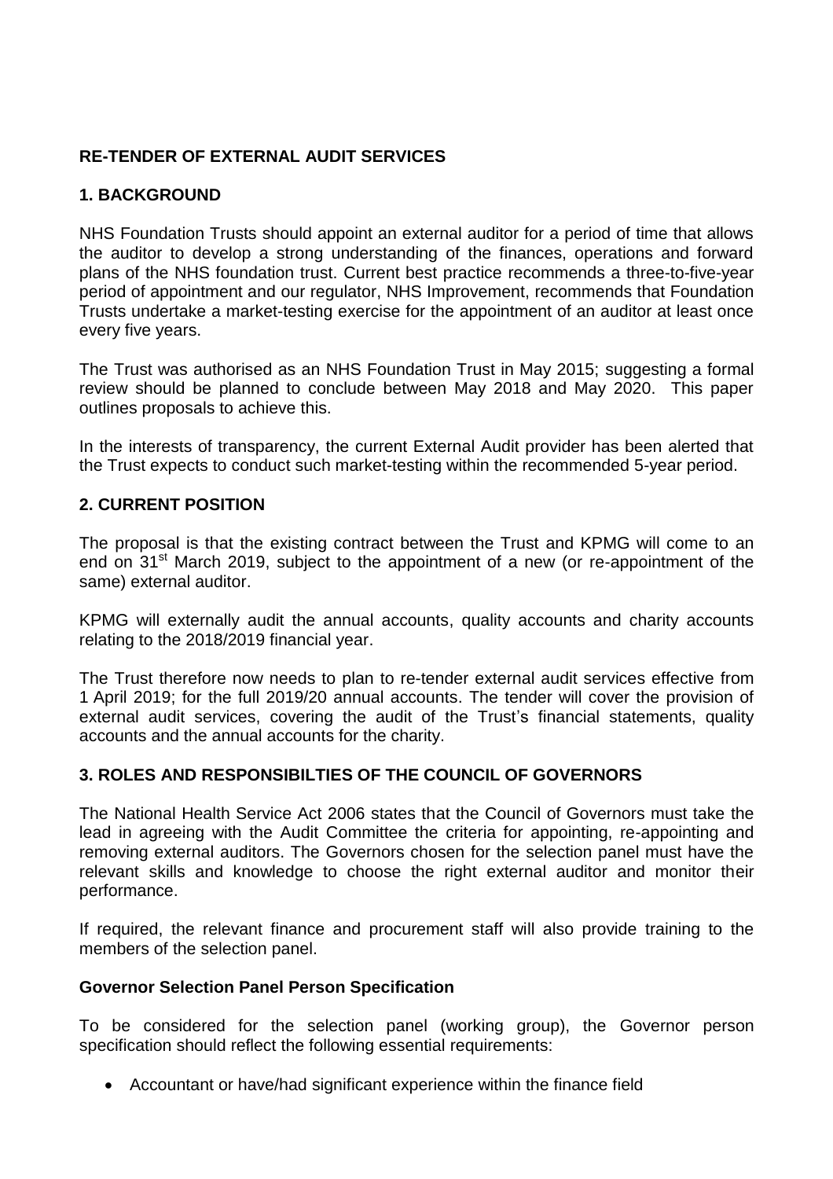## RE-TENDER OF EXTERNAL AUDIT SERVICES

### 1. BACKGROUND

NHS Foundation Trusts should appoint an external auditor for a period of time that allows the auditor to develop a strong understanding of the finances, operations and forward plans of the NHS foundation trust. Current best practice recommends a three-to-five-year period of appointment and our regulator, NHS Improvement, recommends that Foundation Trusts undertake a market-testing exercise for the appointment of an auditor at least once every five years.

The Trust was authorised as an NHS Foundation Trust in May 2015; suggesting a formal review should be planned to conclude between May 2018 and May 2020. This paper outlines proposals to achieve this.

In the interests of transparency, the current External Audit provider has been alerted that the Trust expects to conduct such market-testing within the recommended 5-year period.

### 2. CURRENT POSITION

The proposal is that the existing contract between the Trust and KPMG will come to an end on 31st March 2019, subject to the appointment of a new (or re-appointment of the same) external auditor.

KPMG will externally audit the annual accounts, quality accounts and charity accounts relating to the 2018/2019 financial year.

The Trust therefore now needs to plan to re-tender external audit services effective from 1 April 2019; for the full 2019/20 annual accounts. The tender will cover the provision of external audit services, covering the audit of the Trust's financial statements, quality accounts and the annual accounts for the charity.

### 3. ROLES AND RESPONSIBILTIES OF THE COUNCIL OF GOVERNORS

The National Health Service Act 2006 states that the Council of Governors must take the lead in agreeing with the Audit Committee the criteria for appointing, re-appointing and removing external auditors. The Governors chosen for the selection panel must have the relevant skills and knowledge to choose the right external auditor and monitor their performance.

If required, the relevant finance and procurement staff will also provide training to the members of the selection panel.

**Governor Selection Panel Person Specification**

To be considered for the selection panel (working group), the Governor person specification should reflect the following essential requirements:

- Accountant or have/had significant experience within the finance field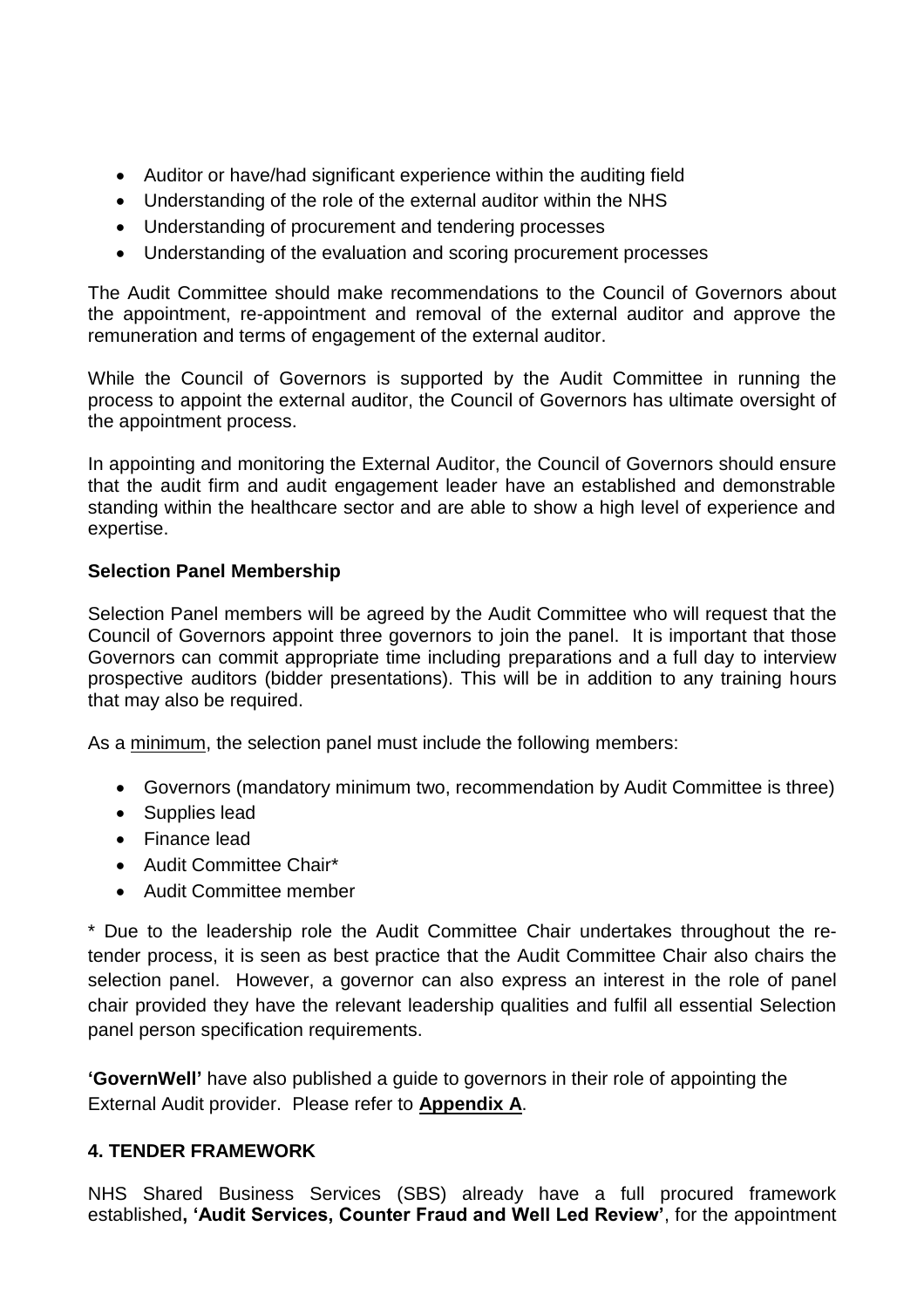- Auditor or have/had significant experience within the auditing field
- Understanding of the role of the external auditor within the NHS
- Understanding of procurement and tendering processes
- Understanding of the evaluation and scoring procurement processes

The Audit Committee should make recommendations to the Council of Governors about the appointment, re-appointment and removal of the external auditor and approve the remuneration and terms of engagement of the external auditor.

While the Council of Governors is supported by the Audit Committee in running the process to appoint the external auditor, the Council of Governors has ultimate oversight of the appointment process.

In appointing and monitoring the External Auditor, the Council of Governors should ensure that the audit firm and audit engagement leader have an established and demonstrable standing within the healthcare sector and are able to show a high level of experience and expertise.

**Selection Panel Membership**

Selection Panel members will be agreed by the Audit Committee who will request that the Council of Governors appoint three governors to join the panel. It is important that those Governors can commit appropriate time including preparations and a full day to interview prospective auditors (bidder presentations). This will be in addition to any training hours that may also be required.

As a <u>minimum</u>, the selection panel must include the following members:

- Governors (mandatory minimum two, recommendation by Audit Committee is three)
- Supplies lead
- Finance lead
- Audit Committee Chair*
- Audit Committee member

* Due to the leadership role the Audit Committee Chair undertakes throughout the re-tender process, it is seen as best practice that the Audit Committee Chair also chairs the selection panel. However, a governor can also express an interest in the role of panel chair provided they have the relevant leadership qualities and fulfil all essential Selection panel person specification requirements.

**'GovernWell'** have also published a guide to governors in their role of appointing the External Audit provider. Please refer to **<u>Appendix A</u>**.

## 4. TENDER FRAMEWORK

NHS Shared Business Services (SBS) already have a full procured framework established**, 'Audit Services, Counter Fraud and Well Led Review'**, for the appointment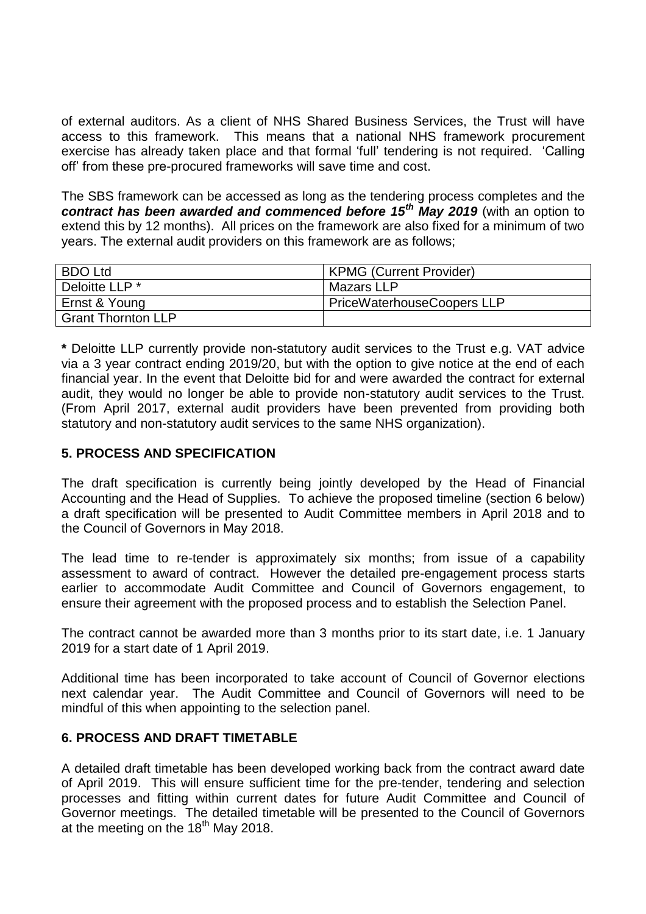of external auditors. As a client of NHS Shared Business Services, the Trust will have access to this framework. This means that a national NHS framework procurement exercise has already taken place and that formal 'full' tendering is not required. 'Calling off' from these pre-procured frameworks will save time and cost.

The SBS framework can be accessed as long as the tendering process completes and the ***contract has been awarded and commenced before 15th May 2019*** (with an option to extend this by 12 months). All prices on the framework are also fixed for a minimum of two years. The external audit providers on this framework are as follows;

| BDO Ltd | KPMG (Current Provider) |
|---|---|
| Deloitte LLP * | Mazars LLP |
| Ernst & Young | PriceWaterhouseCoopers LLP |
| Grant Thornton LLP | |

**\*** Deloitte LLP currently provide non-statutory audit services to the Trust e.g. VAT advice via a 3 year contract ending 2019/20, but with the option to give notice at the end of each financial year. In the event that Deloitte bid for and were awarded the contract for external audit, they would no longer be able to provide non-statutory audit services to the Trust. (From April 2017, external audit providers have been prevented from providing both statutory and non-statutory audit services to the same NHS organization).

## 5. PROCESS AND SPECIFICATION

The draft specification is currently being jointly developed by the Head of Financial Accounting and the Head of Supplies. To achieve the proposed timeline (section 6 below) a draft specification will be presented to Audit Committee members in April 2018 and to the Council of Governors in May 2018.

The lead time to re-tender is approximately six months; from issue of a capability assessment to award of contract. However the detailed pre-engagement process starts earlier to accommodate Audit Committee and Council of Governors engagement, to ensure their agreement with the proposed process and to establish the Selection Panel.

The contract cannot be awarded more than 3 months prior to its start date, i.e. 1 January 2019 for a start date of 1 April 2019.

Additional time has been incorporated to take account of Council of Governor elections next calendar year. The Audit Committee and Council of Governors will need to be mindful of this when appointing to the selection panel.

## 6. PROCESS AND DRAFT TIMETABLE

A detailed draft timetable has been developed working back from the contract award date of April 2019. This will ensure sufficient time for the pre-tender, tendering and selection processes and fitting within current dates for future Audit Committee and Council of Governor meetings. The detailed timetable will be presented to the Council of Governors at the meeting on the 18th May 2018.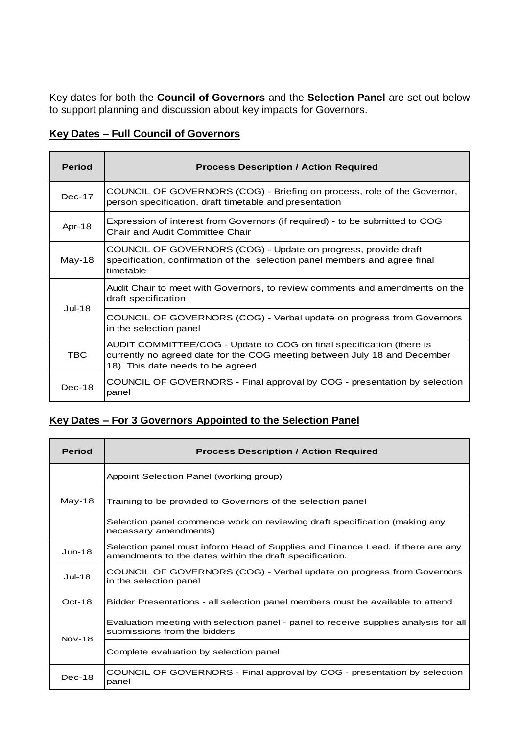Key dates for both the **Council of Governors** and the **Selection Panel** are set out below to support planning and discussion about key impacts for Governors.

**Key Dates – Full Council of Governors**

| Period | Process Description / Action Required |
|---|---|
| Dec-17 | COUNCIL OF GOVERNORS (COG) - Briefing on process, role of the Governor, person specification, draft timetable and presentation |
| Apr-18 | Expression of interest from Governors (if required) - to be submitted to COG Chair and Audit Committee Chair |
| May-18 | COUNCIL OF GOVERNORS (COG) - Update on progress, provide draft specification, confirmation of the selection panel members and agree final timetable |
| Jul-18 | Audit Chair to meet with Governors, to review comments and amendments on the draft specification |
| | COUNCIL OF GOVERNORS (COG) - Verbal update on progress from Governors in the selection panel |
| TBC | AUDIT COMMITTEE/COG - Update to COG on final specification (there is currently no agreed date for the COG meeting between July 18 and December 18). This date needs to be agreed. |
| Dec-18 | COUNCIL OF GOVERNORS - Final approval by COG - presentation by selection panel |

**Key Dates – For 3 Governors Appointed to the Selection Panel**

| Period | Process Description / Action Required |
|---|---|
| May-18 | Appoint Selection Panel (working group) |
| | Training to be provided to Governors of the selection panel |
| | Selection panel commence work on reviewing draft specification (making any necessary amendments) |
| Jun-18 | Selection panel must inform Head of Supplies and Finance Lead, if there are any amendments to the dates within the draft specification. |
| Jul-18 | COUNCIL OF GOVERNORS (COG) - Verbal update on progress from Governors in the selection panel |
| Oct-18 | Bidder Presentations - all selection panel members must be available to attend |
| Nov-18 | Evaluation meeting with selection panel - panel to receive supplies analysis for all submissions from the bidders |
| | Complete evaluation by selection panel |
| Dec-18 | COUNCIL OF GOVERNORS - Final approval by COG - presentation by selection panel |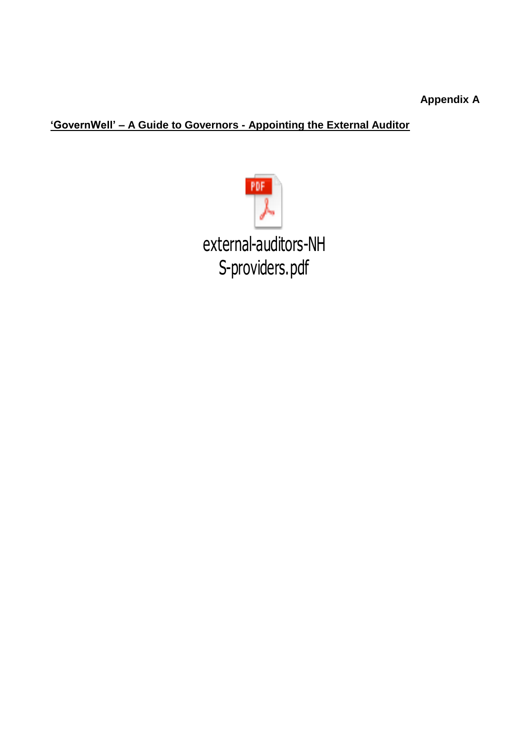**Appendix A**

**'GovernWell' – A Guide to Governors - Appointing the External Auditor**

external-auditors-NHS-providers.pdf